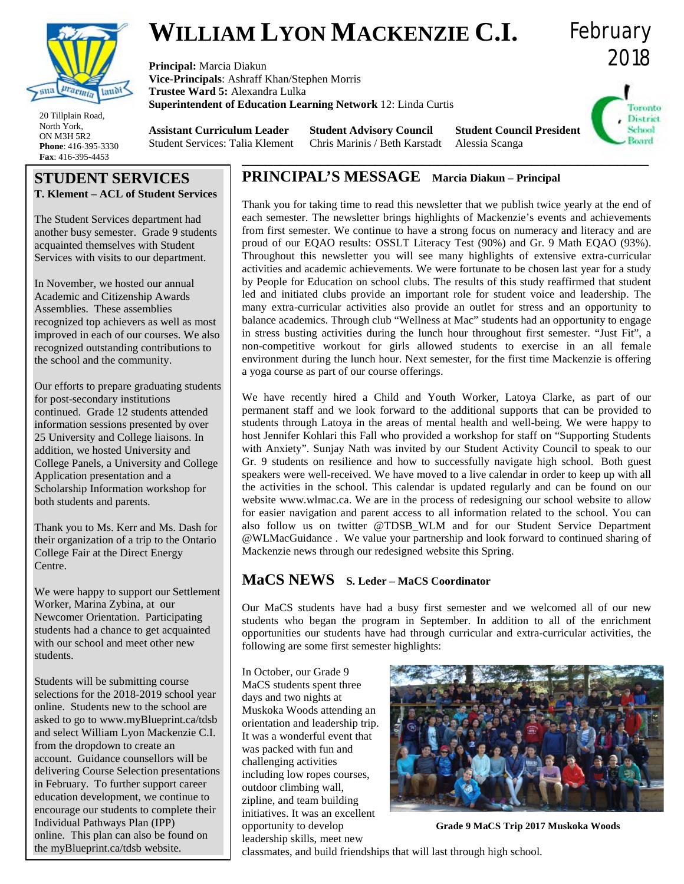# WILLIAM LYON MACKENZIE C.I.

February 2018

**Principal:** Marcia Diakun
**Vice-Principals**: Ashraff Khan/Stephen Morris
**Trustee Ward 5:** Alexandra Lulka
**Superintendent of Education Learning Network** 12: Linda Curtis

20 Tillplain Road,
North York,
ON M3H 5R2
**Phone**: 416-395-3330
**Fax**: 416-395-4453

**Assistant Curriculum Leader**
Student Services: Talia Klement

**Student Advisory Council**
Chris Marinis / Beth Karstadt

**Student Council President**
Alessia Scanga

## STUDENT SERVICES

**T. Klement – ACL of Student Services**

The Student Services department had another busy semester. Grade 9 students acquainted themselves with Student Services with visits to our department.

In November, we hosted our annual Academic and Citizenship Awards Assemblies. These assemblies recognized top achievers as well as most improved in each of our courses. We also recognized outstanding contributions to the school and the community.

Our efforts to prepare graduating students for post-secondary institutions continued. Grade 12 students attended information sessions presented by over 25 University and College liaisons. In addition, we hosted University and College Panels, a University and College Application presentation and a Scholarship Information workshop for both students and parents.

Thank you to Ms. Kerr and Ms. Dash for their organization of a trip to the Ontario College Fair at the Direct Energy Centre.

We were happy to support our Settlement Worker, Marina Zybina, at our Newcomer Orientation. Participating students had a chance to get acquainted with our school and meet other new students.

Students will be submitting course selections for the 2018-2019 school year online. Students new to the school are asked to go to www.myBlueprint.ca/tdsb and select William Lyon Mackenzie C.I. from the dropdown to create an account. Guidance counsellors will be delivering Course Selection presentations in February. To further support career education development, we continue to encourage our students to complete their Individual Pathways Plan (IPP) online. This plan can also be found on the myBlueprint.ca/tdsb website.

## PRINCIPAL'S MESSAGE

**Marcia Diakun – Principal**

Thank you for taking time to read this newsletter that we publish twice yearly at the end of each semester. The newsletter brings highlights of Mackenzie's events and achievements from first semester. We continue to have a strong focus on numeracy and literacy and are proud of our EQAO results: OSSLT Literacy Test (90%) and Gr. 9 Math EQAO (93%). Throughout this newsletter you will see many highlights of extensive extra-curricular activities and academic achievements. We were fortunate to be chosen last year for a study by People for Education on school clubs. The results of this study reaffirmed that student led and initiated clubs provide an important role for student voice and leadership. The many extra-curricular activities also provide an outlet for stress and an opportunity to balance academics. Through club "Wellness at Mac" students had an opportunity to engage in stress busting activities during the lunch hour throughout first semester. "Just Fit", a non-competitive workout for girls allowed students to exercise in an all female environment during the lunch hour. Next semester, for the first time Mackenzie is offering a yoga course as part of our course offerings.

We have recently hired a Child and Youth Worker, Latoya Clarke, as part of our permanent staff and we look forward to the additional supports that can be provided to students through Latoya in the areas of mental health and well-being. We were happy to host Jennifer Kohlari this Fall who provided a workshop for staff on "Supporting Students with Anxiety". Sunjay Nath was invited by our Student Activity Council to speak to our Gr. 9 students on resilience and how to successfully navigate high school. Both guest speakers were well-received. We have moved to a live calendar in order to keep up with all the activities in the school. This calendar is updated regularly and can be found on our website www.wlmac.ca. We are in the process of redesigning our school website to allow for easier navigation and parent access to all information related to the school. You can also follow us on twitter @TDSB_WLM and for our Student Service Department @WLMacGuidance . We value your partnership and look forward to continued sharing of Mackenzie news through our redesigned website this Spring.

## MaCS NEWS

**S. Leder – MaCS Coordinator**

Our MaCS students have had a busy first semester and we welcomed all of our new students who began the program in September. In addition to all of the enrichment opportunities our students have had through curricular and extra-curricular activities, the following are some first semester highlights:

In October, our Grade 9 MaCS students spent three days and two nights at Muskoka Woods attending an orientation and leadership trip. It was a wonderful event that was packed with fun and challenging activities including low ropes courses, outdoor climbing wall, zipline, and team building initiatives. It was an excellent opportunity to develop leadership skills, meet new classmates, and build friendships that will last through high school.

**Grade 9 MaCS Trip 2017 Muskoka Woods**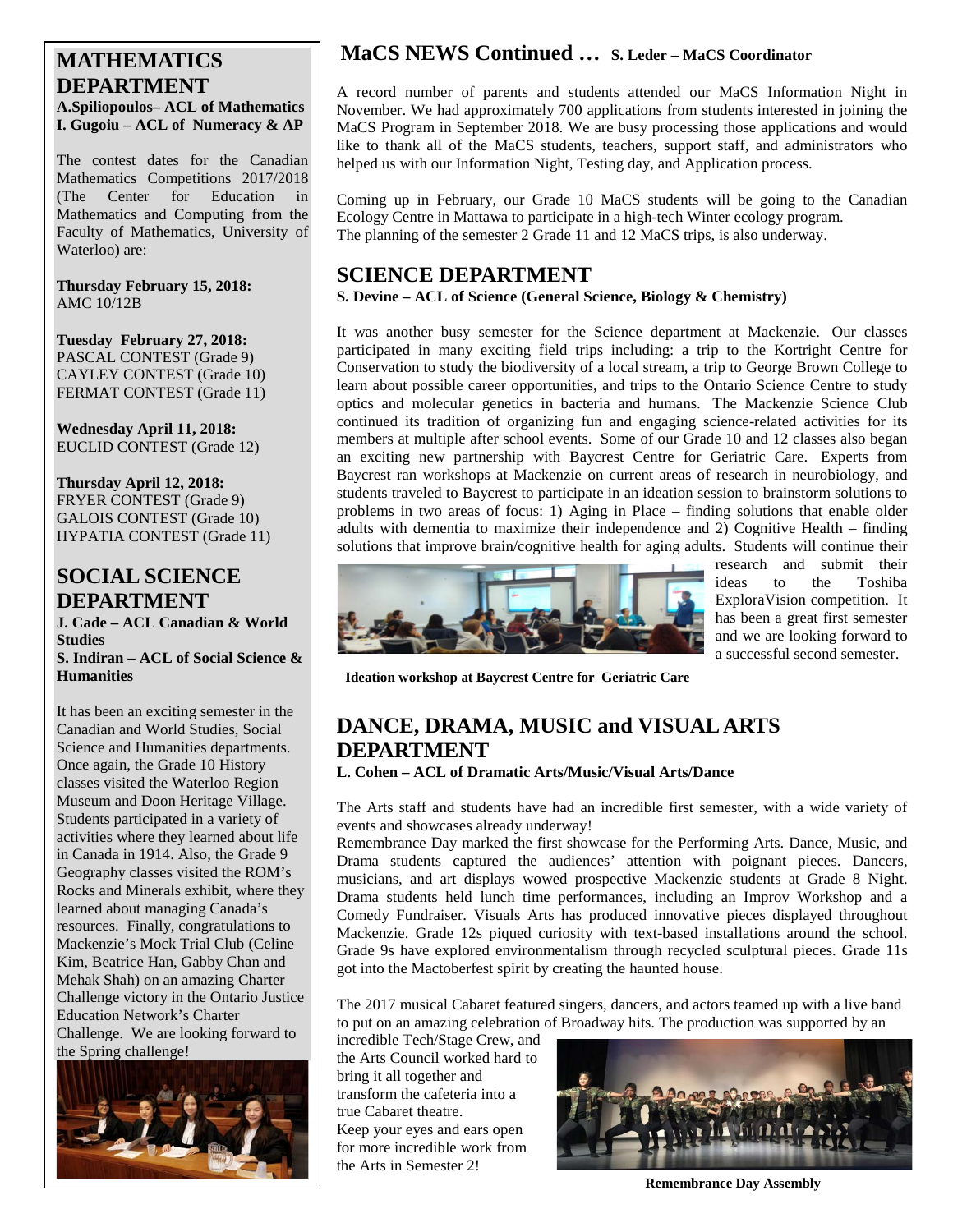## MATHEMATICS DEPARTMENT

**A.Spiliopoulos– ACL of Mathematics**
**I. Gugoiu – ACL of Numeracy & AP**

The contest dates for the Canadian Mathematics Competitions 2017/2018 (The Center for Education in Mathematics and Computing from the Faculty of Mathematics, University of Waterloo) are:

**Thursday February 15, 2018:**
AMC 10/12B

**Tuesday February 27, 2018:**
PASCAL CONTEST (Grade 9)
CAYLEY CONTEST (Grade 10)
FERMAT CONTEST (Grade 11)

**Wednesday April 11, 2018:**
EUCLID CONTEST (Grade 12)

**Thursday April 12, 2018:**
FRYER CONTEST (Grade 9)
GALOIS CONTEST (Grade 10)
HYPATIA CONTEST (Grade 11)

## SOCIAL SCIENCE DEPARTMENT

**J. Cade – ACL Canadian & World Studies**
**S. Indiran – ACL of Social Science & Humanities**

It has been an exciting semester in the Canadian and World Studies, Social Science and Humanities departments. Once again, the Grade 10 History classes visited the Waterloo Region Museum and Doon Heritage Village. Students participated in a variety of activities where they learned about life in Canada in 1914. Also, the Grade 9 Geography classes visited the ROM's Rocks and Minerals exhibit, where they learned about managing Canada's resources. Finally, congratulations to Mackenzie's Mock Trial Club (Celine Kim, Beatrice Han, Gabby Chan and Mehak Shah) on an amazing Charter Challenge victory in the Ontario Justice Education Network's Charter Challenge. We are looking forward to the Spring challenge!

## MaCS NEWS Continued … S. Leder – MaCS Coordinator

A record number of parents and students attended our MaCS Information Night in November. We had approximately 700 applications from students interested in joining the MaCS Program in September 2018. We are busy processing those applications and would like to thank all of the MaCS students, teachers, support staff, and administrators who helped us with our Information Night, Testing day, and Application process.

Coming up in February, our Grade 10 MaCS students will be going to the Canadian Ecology Centre in Mattawa to participate in a high-tech Winter ecology program. The planning of the semester 2 Grade 11 and 12 MaCS trips, is also underway.

## SCIENCE DEPARTMENT

**S. Devine – ACL of Science (General Science, Biology & Chemistry)**

It was another busy semester for the Science department at Mackenzie. Our classes participated in many exciting field trips including: a trip to the Kortright Centre for Conservation to study the biodiversity of a local stream, a trip to George Brown College to learn about possible career opportunities, and trips to the Ontario Science Centre to study optics and molecular genetics in bacteria and humans. The Mackenzie Science Club continued its tradition of organizing fun and engaging science-related activities for its members at multiple after school events. Some of our Grade 10 and 12 classes also began an exciting new partnership with Baycrest Centre for Geriatric Care. Experts from Baycrest ran workshops at Mackenzie on current areas of research in neurobiology, and students traveled to Baycrest to participate in an ideation session to brainstorm solutions to problems in two areas of focus: 1) Aging in Place – finding solutions that enable older adults with dementia to maximize their independence and 2) Cognitive Health – finding solutions that improve brain/cognitive health for aging adults. Students will continue their research and submit their ideas to the Toshiba ExploraVision competition. It has been a great first semester and we are looking forward to a successful second semester.

**Ideation workshop at Baycrest Centre for Geriatric Care**

## DANCE, DRAMA, MUSIC and VISUAL ARTS DEPARTMENT

**L. Cohen – ACL of Dramatic Arts/Music/Visual Arts/Dance**

The Arts staff and students have had an incredible first semester, with a wide variety of events and showcases already underway!
Remembrance Day marked the first showcase for the Performing Arts. Dance, Music, and Drama students captured the audiences' attention with poignant pieces. Dancers, musicians, and art displays wowed prospective Mackenzie students at Grade 8 Night. Drama students held lunch time performances, including an Improv Workshop and a Comedy Fundraiser. Visuals Arts has produced innovative pieces displayed throughout Mackenzie. Grade 12s piqued curiosity with text-based installations around the school. Grade 9s have explored environmentalism through recycled sculptural pieces. Grade 11s got into the Mactoberfest spirit by creating the haunted house.

The 2017 musical Cabaret featured singers, dancers, and actors teamed up with a live band to put on an amazing celebration of Broadway hits. The production was supported by an incredible Tech/Stage Crew, and the Arts Council worked hard to bring it all together and transform the cafeteria into a true Cabaret theatre.
Keep your eyes and ears open for more incredible work from the Arts in Semester 2!

**Remembrance Day Assembly**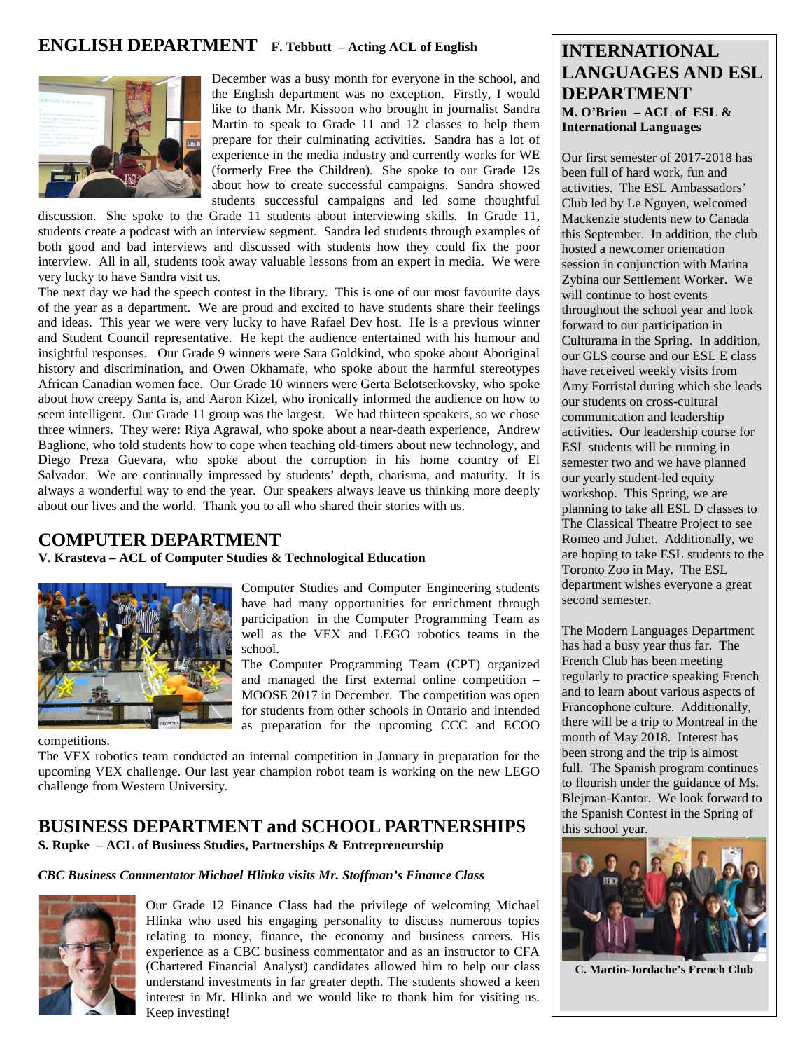## ENGLISH DEPARTMENT **F. Tebbutt – Acting ACL of English**

December was a busy month for everyone in the school, and the English department was no exception. Firstly, I would like to thank Mr. Kissoon who brought in journalist Sandra Martin to speak to Grade 11 and 12 classes to help them prepare for their culminating activities. Sandra has a lot of experience in the media industry and currently works for WE (formerly Free the Children). She spoke to our Grade 12s about how to create successful campaigns. Sandra showed students successful campaigns and led some thoughtful discussion. She spoke to the Grade 11 students about interviewing skills. In Grade 11, students create a podcast with an interview segment. Sandra led students through examples of both good and bad interviews and discussed with students how they could fix the poor interview. All in all, students took away valuable lessons from an expert in media. We were very lucky to have Sandra visit us.

The next day we had the speech contest in the library. This is one of our most favourite days of the year as a department. We are proud and excited to have students share their feelings and ideas. This year we were very lucky to have Rafael Dev host. He is a previous winner and Student Council representative. He kept the audience entertained with his humour and insightful responses. Our Grade 9 winners were Sara Goldkind, who spoke about Aboriginal history and discrimination, and Owen Okhamafe, who spoke about the harmful stereotypes African Canadian women face. Our Grade 10 winners were Gerta Belotserkovsky, who spoke about how creepy Santa is, and Aaron Kizel, who ironically informed the audience on how to seem intelligent. Our Grade 11 group was the largest. We had thirteen speakers, so we chose three winners. They were: Riya Agrawal, who spoke about a near-death experience, Andrew Baglione, who told students how to cope when teaching old-timers about new technology, and Diego Preza Guevara, who spoke about the corruption in his home country of El Salvador. We are continually impressed by students' depth, charisma, and maturity. It is always a wonderful way to end the year. Our speakers always leave us thinking more deeply about our lives and the world. Thank you to all who shared their stories with us.

## COMPUTER DEPARTMENT

**V. Krasteva – ACL of Computer Studies & Technological Education**

Computer Studies and Computer Engineering students have had many opportunities for enrichment through participation in the Computer Programming Team as well as the VEX and LEGO robotics teams in the school.

The Computer Programming Team (CPT) organized and managed the first external online competition – MOOSE 2017 in December. The competition was open for students from other schools in Ontario and intended as preparation for the upcoming CCC and ECOO competitions.

The VEX robotics team conducted an internal competition in January in preparation for the upcoming VEX challenge. Our last year champion robot team is working on the new LEGO challenge from Western University.

## BUSINESS DEPARTMENT and SCHOOL PARTNERSHIPS

**S. Rupke – ACL of Business Studies, Partnerships & Entrepreneurship**

***CBC Business Commentator Michael Hlinka visits Mr. Stoffman's Finance Class***

Our Grade 12 Finance Class had the privilege of welcoming Michael Hlinka who used his engaging personality to discuss numerous topics relating to money, finance, the economy and business careers. His experience as a CBC business commentator and as an instructor to CFA (Chartered Financial Analyst) candidates allowed him to help our class understand investments in far greater depth. The students showed a keen interest in Mr. Hlinka and we would like to thank him for visiting us. Keep investing!

## INTERNATIONAL LANGUAGES AND ESL DEPARTMENT

**M. O'Brien – ACL of ESL & International Languages**

Our first semester of 2017-2018 has been full of hard work, fun and activities. The ESL Ambassadors' Club led by Le Nguyen, welcomed Mackenzie students new to Canada this September. In addition, the club hosted a newcomer orientation session in conjunction with Marina Zybina our Settlement Worker. We will continue to host events throughout the school year and look forward to our participation in Culturama in the Spring. In addition, our GLS course and our ESL E class have received weekly visits from Amy Forristal during which she leads our students on cross-cultural communication and leadership activities. Our leadership course for ESL students will be running in semester two and we have planned our yearly student-led equity workshop. This Spring, we are planning to take all ESL D classes to The Classical Theatre Project to see Romeo and Juliet. Additionally, we are hoping to take ESL students to the Toronto Zoo in May. The ESL department wishes everyone a great second semester.

The Modern Languages Department has had a busy year thus far. The French Club has been meeting regularly to practice speaking French and to learn about various aspects of Francophone culture. Additionally, there will be a trip to Montreal in the month of May 2018. Interest has been strong and the trip is almost full. The Spanish program continues to flourish under the guidance of Ms. Blejman-Kantor. We look forward to the Spanish Contest in the Spring of this school year.

**C. Martin-Jordache's French Club**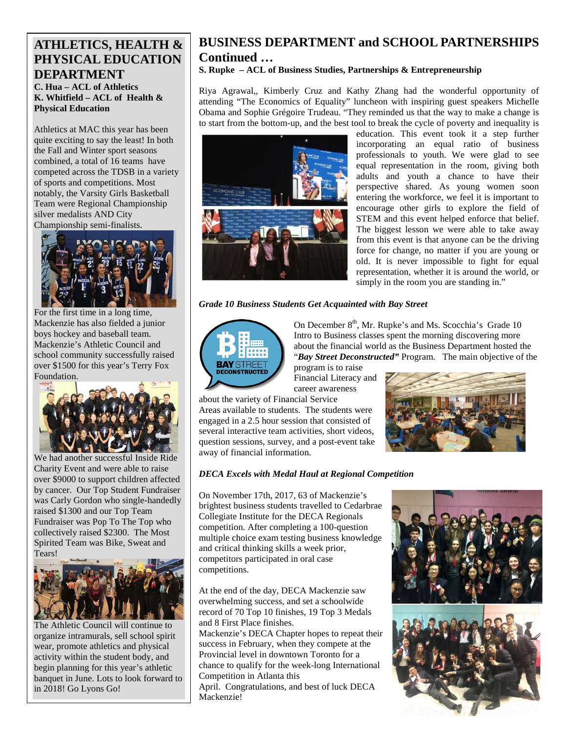## ATHLETICS, HEALTH & PHYSICAL EDUCATION DEPARTMENT

**C. Hua – ACL of Athletics**
**K. Whitfield – ACL of Health & Physical Education**

Athletics at MAC this year has been quite exciting to say the least! In both the Fall and Winter sport seasons combined, a total of 16 teams have competed across the TDSB in a variety of sports and competitions. Most notably, the Varsity Girls Basketball Team were Regional Championship silver medalists AND City Championship semi-finalists.

For the first time in a long time, Mackenzie has also fielded a junior boys hockey and baseball team. Mackenzie's Athletic Council and school community successfully raised over $1500 for this year's Terry Fox Foundation.

We had another successful Inside Ride Charity Event and were able to raise over $9000 to support children affected by cancer. Our Top Student Fundraiser was Carly Gordon who single-handedly raised $1300 and our Top Team Fundraiser was Pop To The Top who collectively raised $2300. The Most Spirited Team was Bike, Sweat and Tears!

The Athletic Council will continue to organize intramurals, sell school spirit wear, promote athletics and physical activity within the student body, and begin planning for this year's athletic banquet in June. Lots to look forward to in 2018! Go Lyons Go!

## BUSINESS DEPARTMENT and SCHOOL PARTNERSHIPS Continued …

**S. Rupke – ACL of Business Studies, Partnerships & Entrepreneurship**

Riya Agrawal,, Kimberly Cruz and Kathy Zhang had the wonderful opportunity of attending "The Economics of Equality" luncheon with inspiring guest speakers Michelle Obama and Sophie Grégoire Trudeau. "They reminded us that the way to make a change is to start from the bottom-up, and the best tool to break the cycle of poverty and inequality is education. This event took it a step further incorporating an equal ratio of business professionals to youth. We were glad to see equal representation in the room, giving both adults and youth a chance to have their perspective shared. As young women soon entering the workforce, we feel it is important to encourage other girls to explore the field of STEM and this event helped enforce that belief. The biggest lesson we were able to take away from this event is that anyone can be the driving force for change, no matter if you are young or old. It is never impossible to fight for equal representation, whether it is around the world, or simply in the room you are standing in."

### *Grade 10 Business Students Get Acquainted with Bay Street*

On December 8th, Mr. Rupke's and Ms. Scocchia's Grade 10 Intro to Business classes spent the morning discovering more about the financial world as the Business Department hosted the "***Bay Street Deconstructed"*** Program. The main objective of the program is to raise Financial Literacy and career awareness about the variety of Financial Service Areas available to students. The students were engaged in a 2.5 hour session that consisted of several interactive team activities, short videos, question sessions, survey, and a post-event take away of financial information.

### *DECA Excels with Medal Haul at Regional Competition*

On November 17th, 2017, 63 of Mackenzie's brightest business students travelled to Cedarbrae Collegiate Institute for the DECA Regionals competition. After completing a 100-question multiple choice exam testing business knowledge and critical thinking skills a week prior, competitors participated in oral case competitions.

At the end of the day, DECA Mackenzie saw overwhelming success, and set a schoolwide record of 70 Top 10 finishes, 19 Top 3 Medals and 8 First Place finishes.
Mackenzie's DECA Chapter hopes to repeat their success in February, when they compete at the Provincial level in downtown Toronto for a chance to qualify for the week-long International Competition in Atlanta this April. Congratulations, and best of luck DECA Mackenzie!